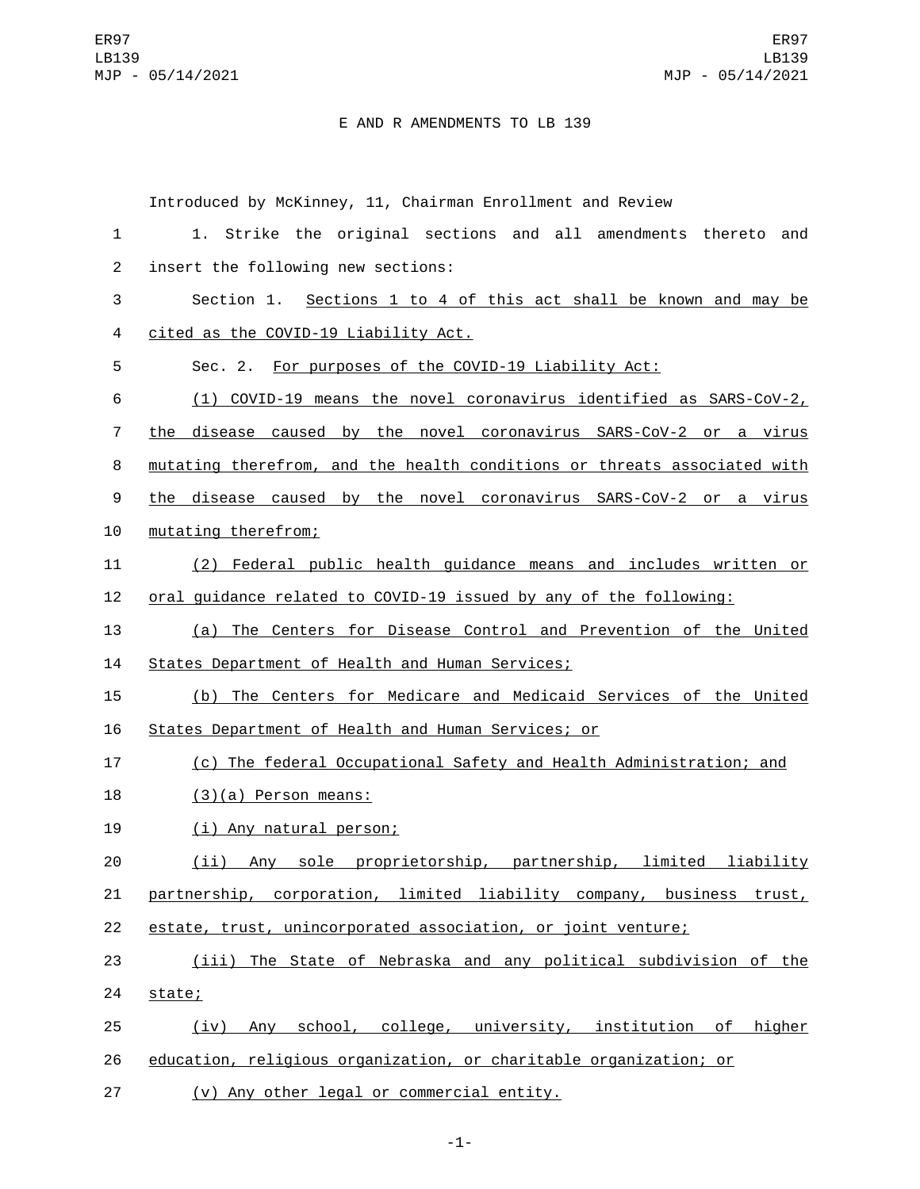# E AND R AMENDMENTS TO LB 139

Introduced by McKinney, 11, Chairman Enrollment and Review

1. Strike the original sections and all amendments thereto and insert the following new sections:

Section 1. Sections 1 to 4 of this act shall be known and may be cited as the COVID-19 Liability Act.

Sec. 2. For purposes of the COVID-19 Liability Act:

(1) COVID-19 means the novel coronavirus identified as SARS-CoV-2, the disease caused by the novel coronavirus SARS-CoV-2 or a virus mutating therefrom, and the health conditions or threats associated with the disease caused by the novel coronavirus SARS-CoV-2 or a virus mutating therefrom;

(2) Federal public health guidance means and includes written or oral guidance related to COVID-19 issued by any of the following:

(a) The Centers for Disease Control and Prevention of the United States Department of Health and Human Services;

(b) The Centers for Medicare and Medicaid Services of the United States Department of Health and Human Services; or

(c) The federal Occupational Safety and Health Administration; and

(3)(a) Person means:

(i) Any natural person;

(ii) Any sole proprietorship, partnership, limited liability partnership, corporation, limited liability company, business trust, estate, trust, unincorporated association, or joint venture;

(iii) The State of Nebraska and any political subdivision of the state;

(iv) Any school, college, university, institution of higher education, religious organization, or charitable organization; or

(v) Any other legal or commercial entity.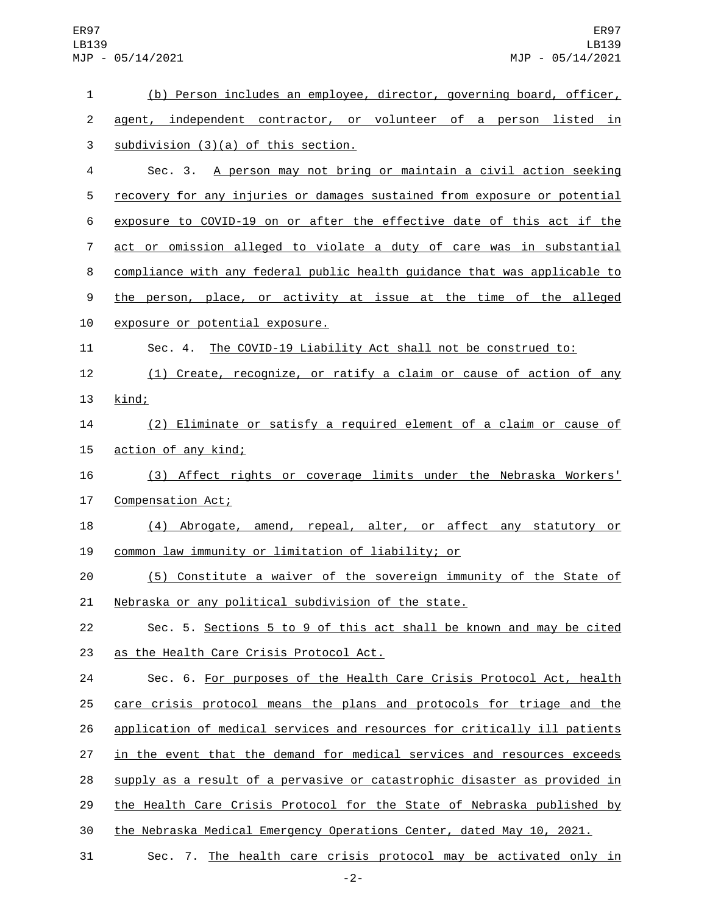(b) Person includes an employee, director, governing board, officer, agent, independent contractor, or volunteer of a person listed in subdivision (3)(a) of this section.

Sec. 3. A person may not bring or maintain a civil action seeking recovery for any injuries or damages sustained from exposure or potential exposure to COVID-19 on or after the effective date of this act if the act or omission alleged to violate a duty of care was in substantial compliance with any federal public health guidance that was applicable to the person, place, or activity at issue at the time of the alleged exposure or potential exposure.

Sec. 4. The COVID-19 Liability Act shall not be construed to:

(1) Create, recognize, or ratify a claim or cause of action of any kind;

(2) Eliminate or satisfy a required element of a claim or cause of action of any kind;

(3) Affect rights or coverage limits under the Nebraska Workers' Compensation Act;

(4) Abrogate, amend, repeal, alter, or affect any statutory or common law immunity or limitation of liability; or

(5) Constitute a waiver of the sovereign immunity of the State of Nebraska or any political subdivision of the state.

Sec. 5. Sections 5 to 9 of this act shall be known and may be cited as the Health Care Crisis Protocol Act.

Sec. 6. For purposes of the Health Care Crisis Protocol Act, health care crisis protocol means the plans and protocols for triage and the application of medical services and resources for critically ill patients in the event that the demand for medical services and resources exceeds supply as a result of a pervasive or catastrophic disaster as provided in the Health Care Crisis Protocol for the State of Nebraska published by the Nebraska Medical Emergency Operations Center, dated May 10, 2021.

Sec. 7. The health care crisis protocol may be activated only in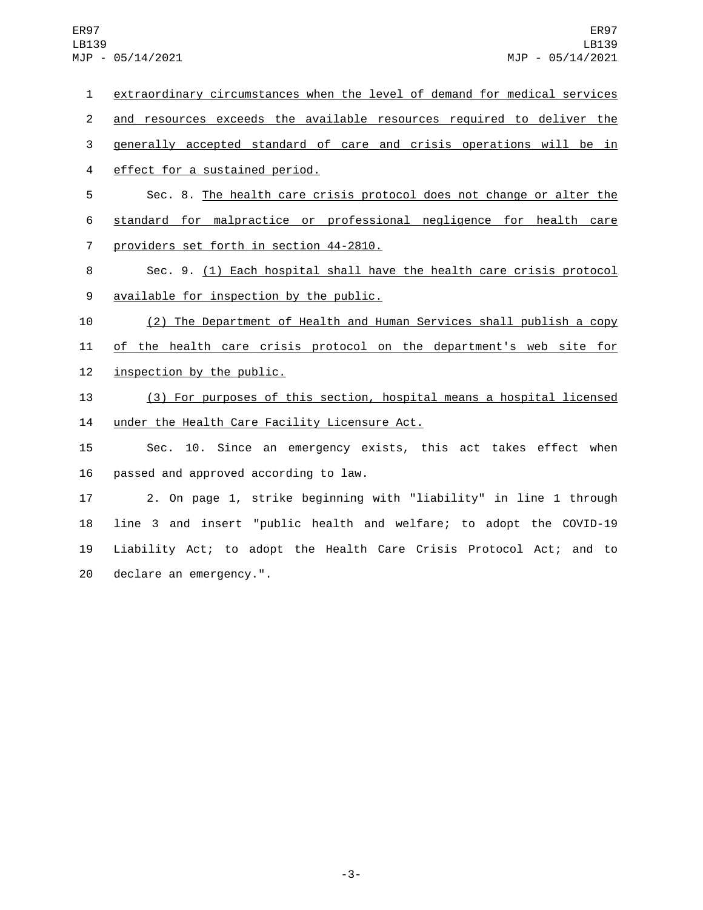extraordinary circumstances when the level of demand for medical services and resources exceeds the available resources required to deliver the generally accepted standard of care and crisis operations will be in effect for a sustained period.

Sec. 8. The health care crisis protocol does not change or alter the standard for malpractice or professional negligence for health care providers set forth in section 44-2810.

Sec. 9. (1) Each hospital shall have the health care crisis protocol available for inspection by the public.

(2) The Department of Health and Human Services shall publish a copy of the health care crisis protocol on the department's web site for inspection by the public.

(3) For purposes of this section, hospital means a hospital licensed under the Health Care Facility Licensure Act.

Sec. 10. Since an emergency exists, this act takes effect when passed and approved according to law.

2. On page 1, strike beginning with "liability" in line 1 through line 3 and insert "public health and welfare; to adopt the COVID-19 Liability Act; to adopt the Health Care Crisis Protocol Act; and to declare an emergency.".